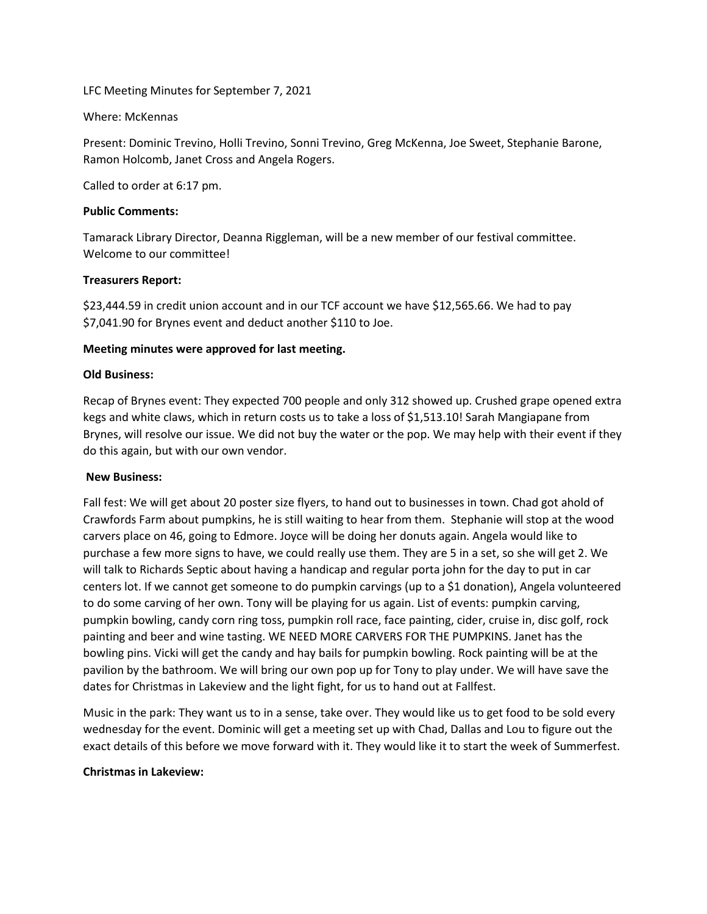LFC Meeting Minutes for September 7, 2021

Where: McKennas

Present: Dominic Trevino, Holli Trevino, Sonni Trevino, Greg McKenna, Joe Sweet, Stephanie Barone, Ramon Holcomb, Janet Cross and Angela Rogers.

Called to order at 6:17 pm.

**Public Comments:**

Tamarack Library Director, Deanna Riggleman, will be a new member of our festival committee. Welcome to our committee!

**Treasurers Report:**

$23,444.59 in credit union account and in our TCF account we have $12,565.66. We had to pay $7,041.90 for Brynes event and deduct another $110 to Joe.

**Meeting minutes were approved for last meeting.**

**Old Business:**

Recap of Brynes event: They expected 700 people and only 312 showed up. Crushed grape opened extra kegs and white claws, which in return costs us to take a loss of $1,513.10! Sarah Mangiapane from Brynes, will resolve our issue. We did not buy the water or the pop. We may help with their event if they do this again, but with our own vendor.

**New Business:**

Fall fest: We will get about 20 poster size flyers, to hand out to businesses in town. Chad got ahold of Crawfords Farm about pumpkins, he is still waiting to hear from them. Stephanie will stop at the wood carvers place on 46, going to Edmore. Joyce will be doing her donuts again. Angela would like to purchase a few more signs to have, we could really use them. They are 5 in a set, so she will get 2. We will talk to Richards Septic about having a handicap and regular porta john for the day to put in car centers lot. If we cannot get someone to do pumpkin carvings (up to a $1 donation), Angela volunteered to do some carving of her own. Tony will be playing for us again. List of events: pumpkin carving, pumpkin bowling, candy corn ring toss, pumpkin roll race, face painting, cider, cruise in, disc golf, rock painting and beer and wine tasting. WE NEED MORE CARVERS FOR THE PUMPKINS. Janet has the bowling pins. Vicki will get the candy and hay bails for pumpkin bowling. Rock painting will be at the pavilion by the bathroom. We will bring our own pop up for Tony to play under. We will have save the dates for Christmas in Lakeview and the light fight, for us to hand out at Fallfest.

Music in the park: They want us to in a sense, take over. They would like us to get food to be sold every wednesday for the event. Dominic will get a meeting set up with Chad, Dallas and Lou to figure out the exact details of this before we move forward with it. They would like it to start the week of Summerfest.

**Christmas in Lakeview:**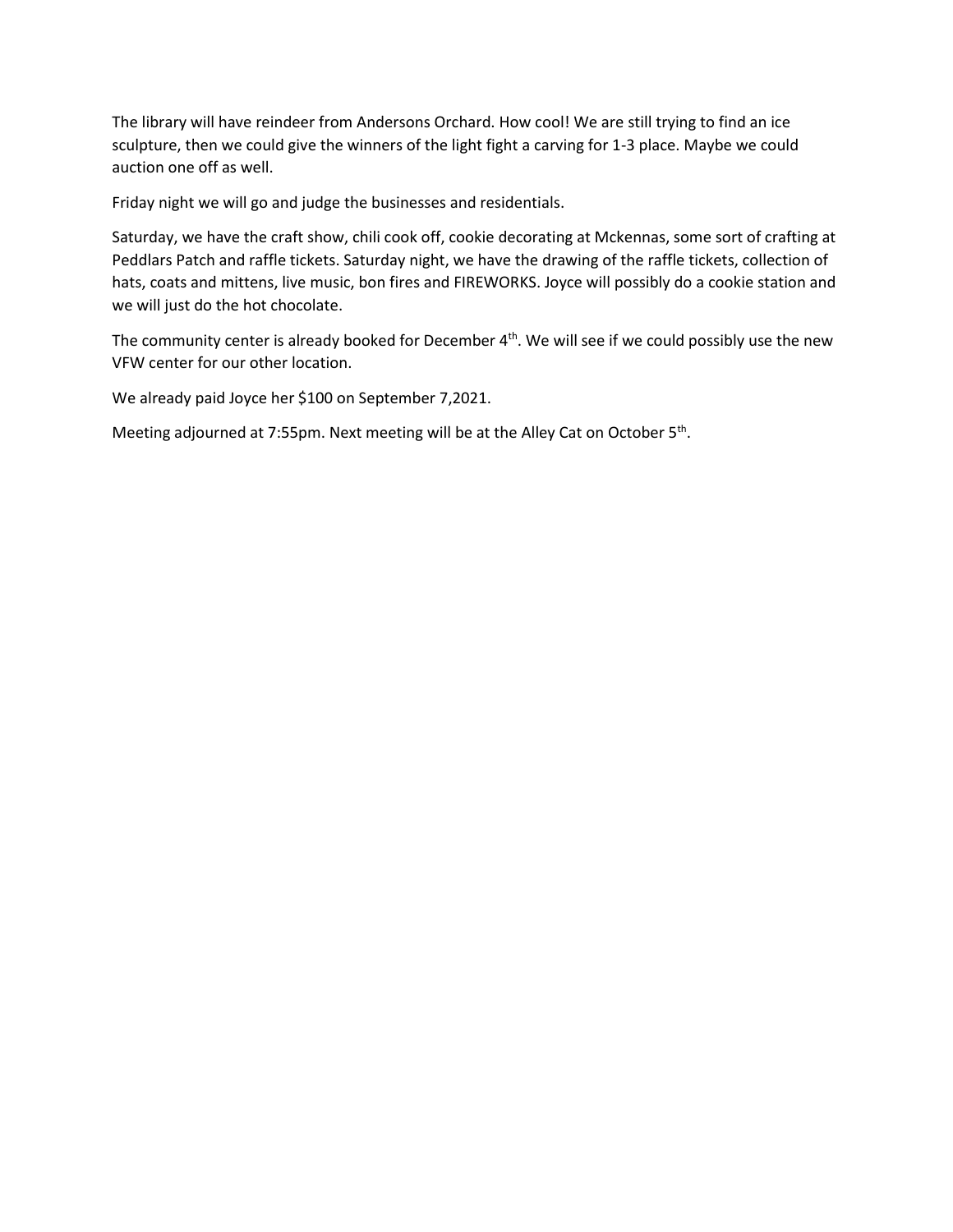The library will have reindeer from Andersons Orchard. How cool! We are still trying to find an ice sculpture, then we could give the winners of the light fight a carving for 1-3 place. Maybe we could auction one off as well.

Friday night we will go and judge the businesses and residentials.

Saturday, we have the craft show, chili cook off, cookie decorating at Mckennas, some sort of crafting at Peddlars Patch and raffle tickets. Saturday night, we have the drawing of the raffle tickets, collection of hats, coats and mittens, live music, bon fires and FIREWORKS. Joyce will possibly do a cookie station and we will just do the hot chocolate.

The community center is already booked for December 4th. We will see if we could possibly use the new VFW center for our other location.

We already paid Joyce her $100 on September 7,2021.

Meeting adjourned at 7:55pm. Next meeting will be at the Alley Cat on October 5th.